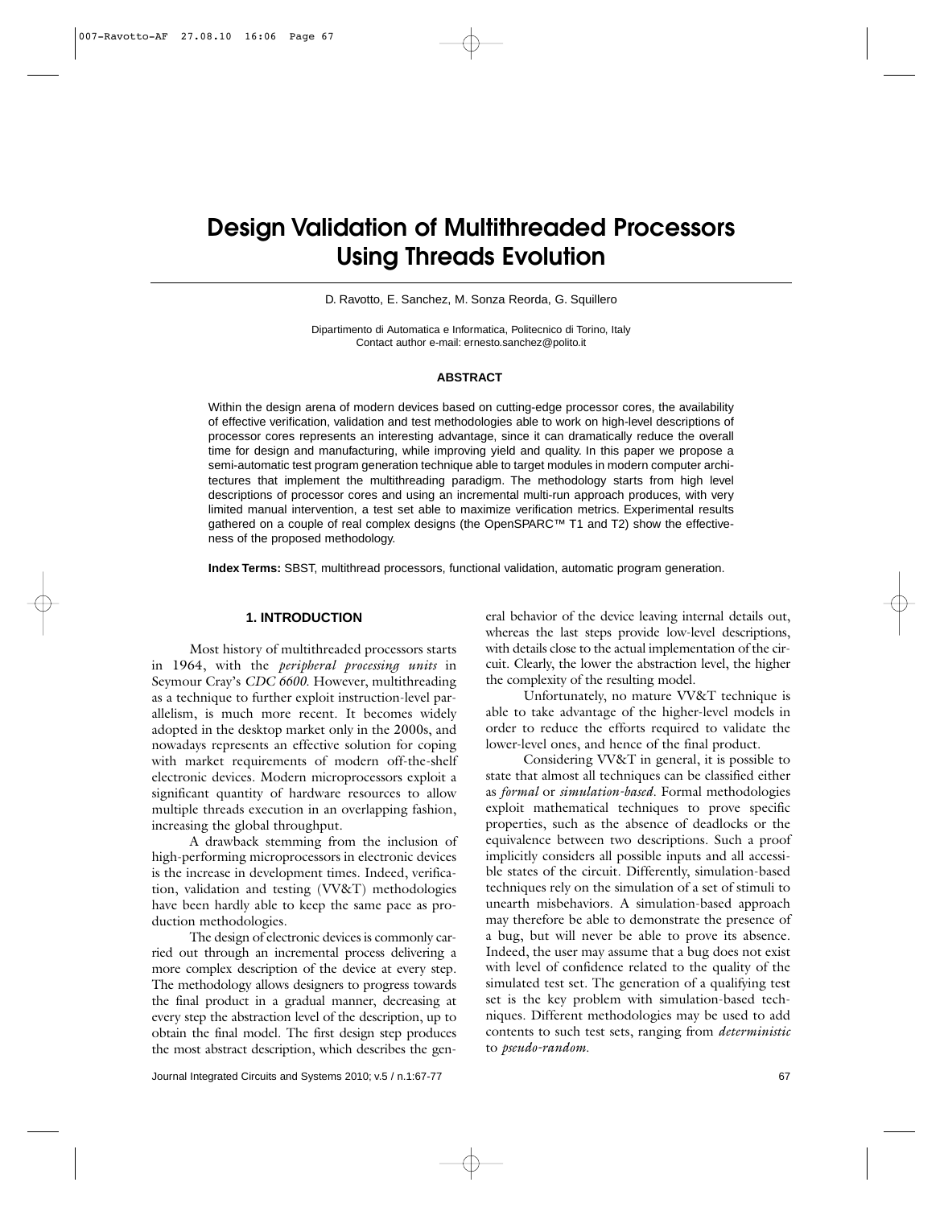# Design Validation of Multithreaded Processors Using Threads Evolution

D. Ravotto, E. Sanchez, M. Sonza Reorda, G. Squillero

Dipartimento di Automatica e Informatica, Politecnico di Torino, Italy
Contact author e-mail: ernesto.sanchez@polito.it

## ABSTRACT

Within the design arena of modern devices based on cutting-edge processor cores, the availability of effective verification, validation and test methodologies able to work on high-level descriptions of processor cores represents an interesting advantage, since it can dramatically reduce the overall time for design and manufacturing, while improving yield and quality. In this paper we propose a semi-automatic test program generation technique able to target modules in modern computer architectures that implement the multithreading paradigm. The methodology starts from high level descriptions of processor cores and using an incremental multi-run approach produces, with very limited manual intervention, a test set able to maximize verification metrics. Experimental results gathered on a couple of real complex designs (the OpenSPARC™ T1 and T2) show the effectiveness of the proposed methodology.

**Index Terms:** SBST, multithread processors, functional validation, automatic program generation.

## 1. INTRODUCTION

Most history of multithreaded processors starts in 1964, with the *peripheral processing units* in Seymour Cray's *CDC 6600*. However, multithreading as a technique to further exploit instruction-level parallelism, is much more recent. It becomes widely adopted in the desktop market only in the 2000s, and nowadays represents an effective solution for coping with market requirements of modern off-the-shelf electronic devices. Modern microprocessors exploit a significant quantity of hardware resources to allow multiple threads execution in an overlapping fashion, increasing the global throughput.

A drawback stemming from the inclusion of high-performing microprocessors in electronic devices is the increase in development times. Indeed, verification, validation and testing (VV&T) methodologies have been hardly able to keep the same pace as production methodologies.

The design of electronic devices is commonly carried out through an incremental process delivering a more complex description of the device at every step. The methodology allows designers to progress towards the final product in a gradual manner, decreasing at every step the abstraction level of the description, up to obtain the final model. The first design step produces the most abstract description, which describes the general behavior of the device leaving internal details out, whereas the last steps provide low-level descriptions, with details close to the actual implementation of the circuit. Clearly, the lower the abstraction level, the higher the complexity of the resulting model.

Unfortunately, no mature VV&T technique is able to take advantage of the higher-level models in order to reduce the efforts required to validate the lower-level ones, and hence of the final product.

Considering VV&T in general, it is possible to state that almost all techniques can be classified either as *formal* or *simulation-based*. Formal methodologies exploit mathematical techniques to prove specific properties, such as the absence of deadlocks or the equivalence between two descriptions. Such a proof implicitly considers all possible inputs and all accessible states of the circuit. Differently, simulation-based techniques rely on the simulation of a set of stimuli to unearth misbehaviors. A simulation-based approach may therefore be able to demonstrate the presence of a bug, but will never be able to prove its absence. Indeed, the user may assume that a bug does not exist with level of confidence related to the quality of the simulated test set. The generation of a qualifying test set is the key problem with simulation-based techniques. Different methodologies may be used to add contents to such test sets, ranging from *deterministic* to *pseudo-random*.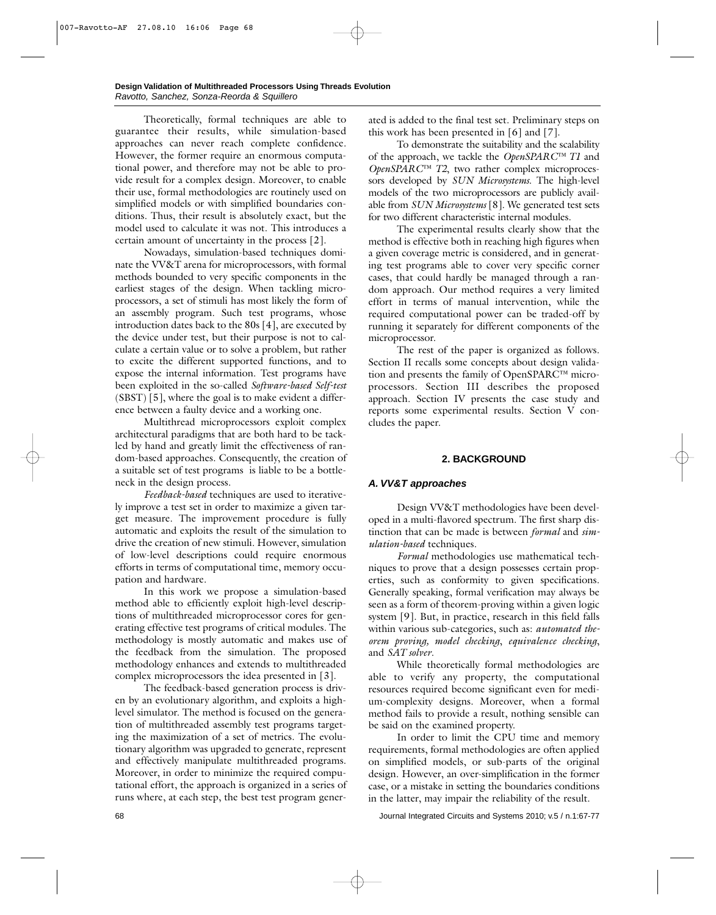Theoretically, formal techniques are able to guarantee their results, while simulation-based approaches can never reach complete confidence. However, the former require an enormous computational power, and therefore may not be able to provide result for a complex design. Moreover, to enable their use, formal methodologies are routinely used on simplified models or with simplified boundaries conditions. Thus, their result is absolutely exact, but the model used to calculate it was not. This introduces a certain amount of uncertainty in the process [2].

Nowadays, simulation-based techniques dominate the VV&T arena for microprocessors, with formal methods bounded to very specific components in the earliest stages of the design. When tackling microprocessors, a set of stimuli has most likely the form of an assembly program. Such test programs, whose introduction dates back to the 80s [4], are executed by the device under test, but their purpose is not to calculate a certain value or to solve a problem, but rather to excite the different supported functions, and to expose the internal information. Test programs have been exploited in the so-called *Software-based Self-test* (SBST) [5], where the goal is to make evident a difference between a faulty device and a working one.

Multithread microprocessors exploit complex architectural paradigms that are both hard to be tackled by hand and greatly limit the effectiveness of random-based approaches. Consequently, the creation of a suitable set of test programs is liable to be a bottleneck in the design process.

*Feedback-based* techniques are used to iteratively improve a test set in order to maximize a given target measure. The improvement procedure is fully automatic and exploits the result of the simulation to drive the creation of new stimuli. However, simulation of low-level descriptions could require enormous efforts in terms of computational time, memory occupation and hardware.

In this work we propose a simulation-based method able to efficiently exploit high-level descriptions of multithreaded microprocessor cores for generating effective test programs of critical modules. The methodology is mostly automatic and makes use of the feedback from the simulation. The proposed methodology enhances and extends to multithreaded complex microprocessors the idea presented in [3].

The feedback-based generation process is driven by an evolutionary algorithm, and exploits a high-level simulator. The method is focused on the generation of multithreaded assembly test programs targeting the maximization of a set of metrics. The evolutionary algorithm was upgraded to generate, represent and effectively manipulate multithreaded programs. Moreover, in order to minimize the required computational effort, the approach is organized in a series of runs where, at each step, the best test program generated is added to the final test set. Preliminary steps on this work has been presented in [6] and [7].

To demonstrate the suitability and the scalability of the approach, we tackle the *OpenSPARC™ T1* and *OpenSPARC™ T2*, two rather complex microprocessors developed by *SUN Microsystems.* The high-level models of the two microprocessors are publicly available from *SUN Microsystems* [8]. We generated test sets for two different characteristic internal modules.

The experimental results clearly show that the method is effective both in reaching high figures when a given coverage metric is considered, and in generating test programs able to cover very specific corner cases, that could hardly be managed through a random approach. Our method requires a very limited effort in terms of manual intervention, while the required computational power can be traded-off by running it separately for different components of the microprocessor.

The rest of the paper is organized as follows. Section II recalls some concepts about design validation and presents the family of OpenSPARC™ microprocessors. Section III describes the proposed approach. Section IV presents the case study and reports some experimental results. Section V concludes the paper.

## 2. BACKGROUND

### A. VV&T approaches

Design VV&T methodologies have been developed in a multi-flavored spectrum. The first sharp distinction that can be made is between *formal* and *simulation-based* techniques.

*Formal* methodologies use mathematical techniques to prove that a design possesses certain properties, such as conformity to given specifications. Generally speaking, formal verification may always be seen as a form of theorem-proving within a given logic system [9]. But, in practice, research in this field falls within various sub-categories, such as: *automated theorem proving, model checking, equivalence checking*, and *SAT solver*.

While theoretically formal methodologies are able to verify any property, the computational resources required become significant even for medium-complexity designs. Moreover, when a formal method fails to provide a result, nothing sensible can be said on the examined property.

In order to limit the CPU time and memory requirements, formal methodologies are often applied on simplified models, or sub-parts of the original design. However, an over-simplification in the former case, or a mistake in setting the boundaries conditions in the latter, may impair the reliability of the result.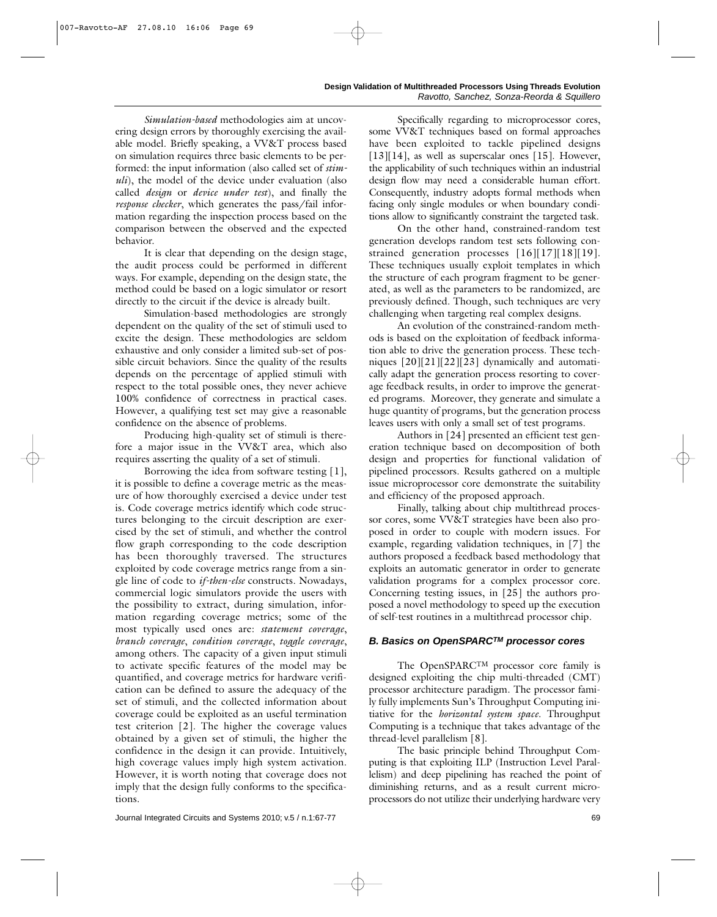*Simulation-based* methodologies aim at uncovering design errors by thoroughly exercising the available model. Briefly speaking, a VV&T process based on simulation requires three basic elements to be performed: the input information (also called set of *stimuli*), the model of the device under evaluation (also called *design* or *device under test*), and finally the *response checker*, which generates the pass/fail information regarding the inspection process based on the comparison between the observed and the expected behavior.

It is clear that depending on the design stage, the audit process could be performed in different ways. For example, depending on the design state, the method could be based on a logic simulator or resort directly to the circuit if the device is already built.

Simulation-based methodologies are strongly dependent on the quality of the set of stimuli used to excite the design. These methodologies are seldom exhaustive and only consider a limited sub-set of possible circuit behaviors. Since the quality of the results depends on the percentage of applied stimuli with respect to the total possible ones, they never achieve 100% confidence of correctness in practical cases. However, a qualifying test set may give a reasonable confidence on the absence of problems.

Producing high-quality set of stimuli is therefore a major issue in the VV&T area, which also requires asserting the quality of a set of stimuli.

Borrowing the idea from software testing [1], it is possible to define a coverage metric as the measure of how thoroughly exercised a device under test is. Code coverage metrics identify which code structures belonging to the circuit description are exercised by the set of stimuli, and whether the control flow graph corresponding to the code description has been thoroughly traversed. The structures exploited by code coverage metrics range from a single line of code to *if-then-else* constructs. Nowadays, commercial logic simulators provide the users with the possibility to extract, during simulation, information regarding coverage metrics; some of the most typically used ones are: *statement coverage*, *branch coverage*, *condition coverage*, *toggle coverage*, among others. The capacity of a given input stimuli to activate specific features of the model may be quantified, and coverage metrics for hardware verification can be defined to assure the adequacy of the set of stimuli, and the collected information about coverage could be exploited as an useful termination test criterion [2]. The higher the coverage values obtained by a given set of stimuli, the higher the confidence in the design it can provide. Intuitively, high coverage values imply high system activation. However, it is worth noting that coverage does not imply that the design fully conforms to the specifications.

Specifically regarding to microprocessor cores, some VV&T techniques based on formal approaches have been exploited to tackle pipelined designs [13][14], as well as superscalar ones [15]. However, the applicability of such techniques within an industrial design flow may need a considerable human effort. Consequently, industry adopts formal methods when facing only single modules or when boundary conditions allow to significantly constraint the targeted task.

On the other hand, constrained-random test generation develops random test sets following constrained generation processes [16][17][18][19]. These techniques usually exploit templates in which the structure of each program fragment to be generated, as well as the parameters to be randomized, are previously defined. Though, such techniques are very challenging when targeting real complex designs.

An evolution of the constrained-random methods is based on the exploitation of feedback information able to drive the generation process. These techniques [20][21][22][23] dynamically and automatically adapt the generation process resorting to coverage feedback results, in order to improve the generated programs. Moreover, they generate and simulate a huge quantity of programs, but the generation process leaves users with only a small set of test programs.

Authors in [24] presented an efficient test generation technique based on decomposition of both design and properties for functional validation of pipelined processors. Results gathered on a multiple issue microprocessor core demonstrate the suitability and efficiency of the proposed approach.

Finally, talking about chip multithread processor cores, some VV&T strategies have been also proposed in order to couple with modern issues. For example, regarding validation techniques, in [7] the authors proposed a feedback based methodology that exploits an automatic generator in order to generate validation programs for a complex processor core. Concerning testing issues, in [25] the authors proposed a novel methodology to speed up the execution of self-test routines in a multithread processor chip.

### B. Basics on OpenSPARC™ processor cores

The OpenSPARC™ processor core family is designed exploiting the chip multi-threaded (CMT) processor architecture paradigm. The processor family fully implements Sun's Throughput Computing initiative for the *horizontal system space*. Throughput Computing is a technique that takes advantage of the thread-level parallelism [8].

The basic principle behind Throughput Computing is that exploiting ILP (Instruction Level Parallelism) and deep pipelining has reached the point of diminishing returns, and as a result current microprocessors do not utilize their underlying hardware very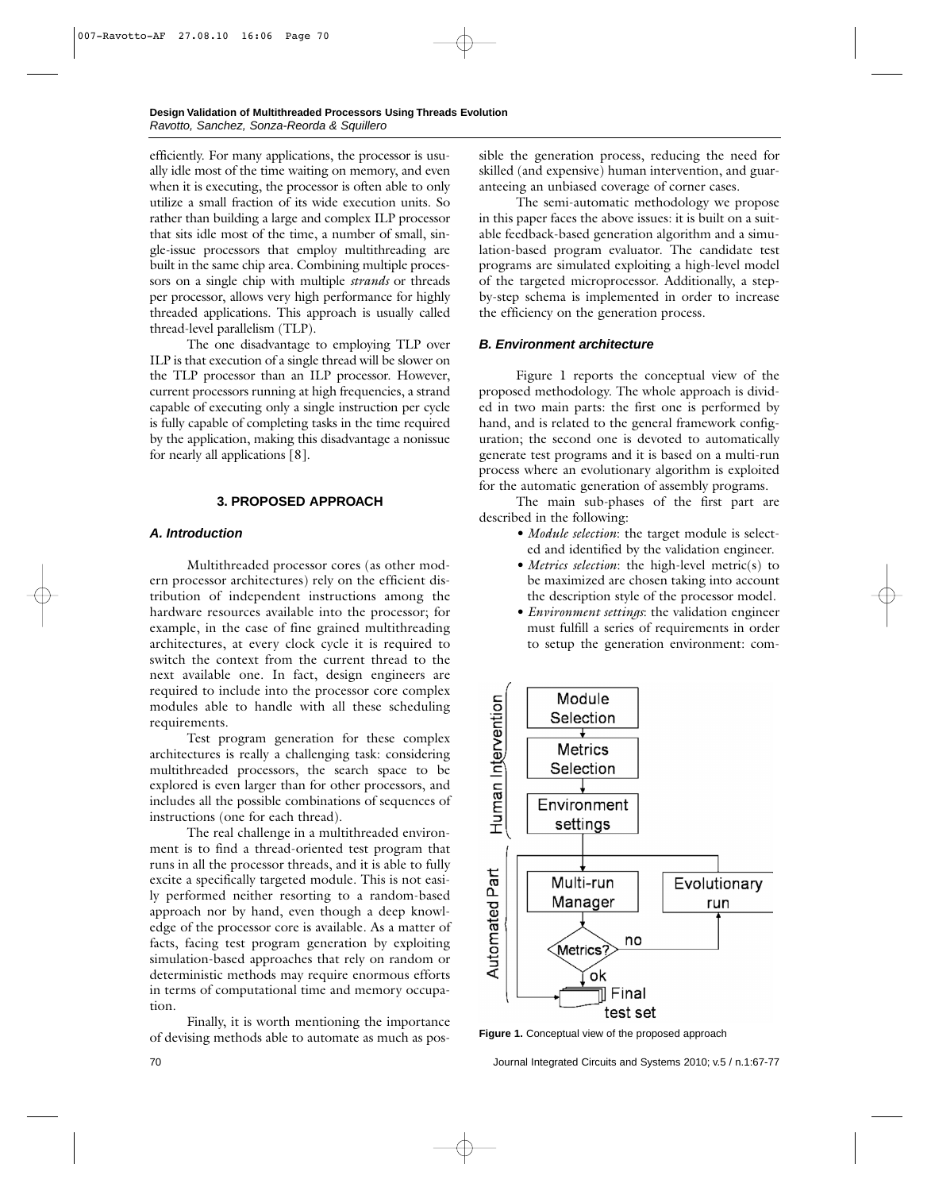efficiently. For many applications, the processor is usually idle most of the time waiting on memory, and even when it is executing, the processor is often able to only utilize a small fraction of its wide execution units. So rather than building a large and complex ILP processor that sits idle most of the time, a number of small, single-issue processors that employ multithreading are built in the same chip area. Combining multiple processors on a single chip with multiple *strands* or threads per processor, allows very high performance for highly threaded applications. This approach is usually called thread-level parallelism (TLP).

The one disadvantage to employing TLP over ILP is that execution of a single thread will be slower on the TLP processor than an ILP processor. However, current processors running at high frequencies, a strand capable of executing only a single instruction per cycle is fully capable of completing tasks in the time required by the application, making this disadvantage a nonissue for nearly all applications [8].

## 3. PROPOSED APPROACH

### A. Introduction

Multithreaded processor cores (as other modern processor architectures) rely on the efficient distribution of independent instructions among the hardware resources available into the processor; for example, in the case of fine grained multithreading architectures, at every clock cycle it is required to switch the context from the current thread to the next available one. In fact, design engineers are required to include into the processor core complex modules able to handle with all these scheduling requirements.

Test program generation for these complex architectures is really a challenging task: considering multithreaded processors, the search space to be explored is even larger than for other processors, and includes all the possible combinations of sequences of instructions (one for each thread).

The real challenge in a multithreaded environment is to find a thread-oriented test program that runs in all the processor threads, and it is able to fully excite a specifically targeted module. This is not easily performed neither resorting to a random-based approach nor by hand, even though a deep knowledge of the processor core is available. As a matter of facts, facing test program generation by exploiting simulation-based approaches that rely on random or deterministic methods may require enormous efforts in terms of computational time and memory occupation.

Finally, it is worth mentioning the importance of devising methods able to automate as much as possible the generation process, reducing the need for skilled (and expensive) human intervention, and guaranteeing an unbiased coverage of corner cases.

The semi-automatic methodology we propose in this paper faces the above issues: it is built on a suitable feedback-based generation algorithm and a simulation-based program evaluator. The candidate test programs are simulated exploiting a high-level model of the targeted microprocessor. Additionally, a step-by-step schema is implemented in order to increase the efficiency on the generation process.

### B. Environment architecture

Figure 1 reports the conceptual view of the proposed methodology. The whole approach is divided in two main parts: the first one is performed by hand, and is related to the general framework configuration; the second one is devoted to automatically generate test programs and it is based on a multi-run process where an evolutionary algorithm is exploited for the automatic generation of assembly programs.

The main sub-phases of the first part are described in the following:

- *Module selection*: the target module is selected and identified by the validation engineer.
- *Metrics selection*: the high-level metric(s) to be maximized are chosen taking into account the description style of the processor model.
- *Environment settings*: the validation engineer must fulfill a series of requirements in order to setup the generation environment: com-

**Figure 1.** Conceptual view of the proposed approach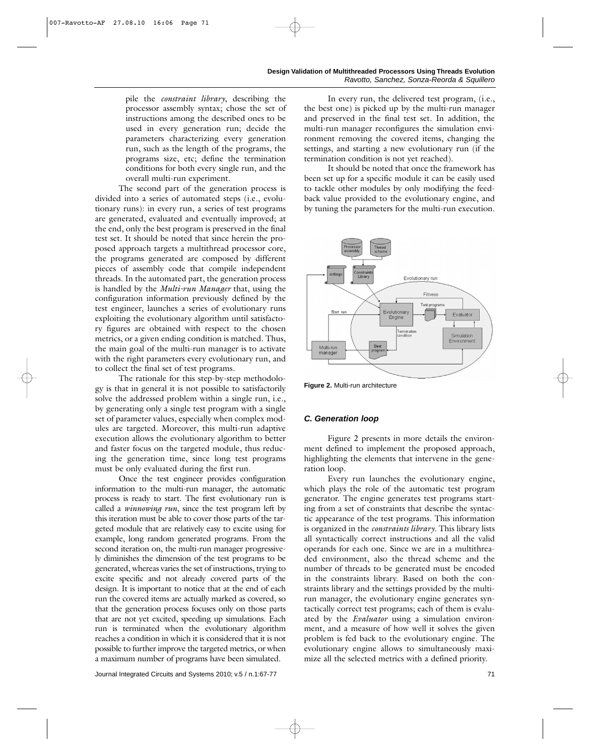pile the *constraint library*, describing the processor assembly syntax; chose the set of instructions among the described ones to be used in every generation run; decide the parameters characterizing every generation run, such as the length of the programs, the programs size, etc; define the termination conditions for both every single run, and the overall multi-run experiment.

The second part of the generation process is divided into a series of automated steps (i.e., evolutionary runs): in every run, a series of test programs are generated, evaluated and eventually improved; at the end, only the best program is preserved in the final test set. It should be noted that since herein the proposed approach targets a multithread processor core, the programs generated are composed by different pieces of assembly code that compile independent threads. In the automated part, the generation process is handled by the *Multi-run Manager* that, using the configuration information previously defined by the test engineer, launches a series of evolutionary runs exploiting the evolutionary algorithm until satisfactory figures are obtained with respect to the chosen metrics, or a given ending condition is matched. Thus, the main goal of the multi-run manager is to activate with the right parameters every evolutionary run, and to collect the final set of test programs.

The rationale for this step-by-step methodology is that in general it is not possible to satisfactorily solve the addressed problem within a single run, i.e., by generating only a single test program with a single set of parameter values, especially when complex modules are targeted. Moreover, this multi-run adaptive execution allows the evolutionary algorithm to better and faster focus on the targeted module, thus reducing the generation time, since long test programs must be only evaluated during the first run.

Once the test engineer provides configuration information to the multi-run manager, the automatic process is ready to start. The first evolutionary run is called a *winnowing run*, since the test program left by this iteration must be able to cover those parts of the targeted module that are relatively easy to excite using for example, long random generated programs. From the second iteration on, the multi-run manager progressively diminishes the dimension of the test programs to be generated, whereas varies the set of instructions, trying to excite specific and not already covered parts of the design. It is important to notice that at the end of each run the covered items are actually marked as covered, so that the generation process focuses only on those parts that are not yet excited, speeding up simulations. Each run is terminated when the evolutionary algorithm reaches a condition in which it is considered that it is not possible to further improve the targeted metrics, or when a maximum number of programs have been simulated.

In every run, the delivered test program, (i.e., the best one) is picked up by the multi-run manager and preserved in the final test set. In addition, the multi-run manager reconfigures the simulation environment removing the covered items, changing the settings, and starting a new evolutionary run (if the termination condition is not yet reached).

It should be noted that once the framework has been set up for a specific module it can be easily used to tackle other modules by only modifying the feedback value provided to the evolutionary engine, and by tuning the parameters for the multi-run execution.

**Figure 2.** Multi-run architecture

### C. Generation loop

Figure 2 presents in more details the environment defined to implement the proposed approach, highlighting the elements that intervene in the generation loop.

Every run launches the evolutionary engine, which plays the role of the automatic test program generator. The engine generates test programs starting from a set of constraints that describe the syntactic appearance of the test programs. This information is organized in the *constraints library*. This library lists all syntactically correct instructions and all the valid operands for each one. Since we are in a multithreaded environment, also the thread scheme and the number of threads to be generated must be encoded in the constraints library. Based on both the constraints library and the settings provided by the multi-run manager, the evolutionary engine generates syntactically correct test programs; each of them is evaluated by the *Evaluator* using a simulation environment, and a measure of how well it solves the given problem is fed back to the evolutionary engine. The evolutionary engine allows to simultaneously maximize all the selected metrics with a defined priority.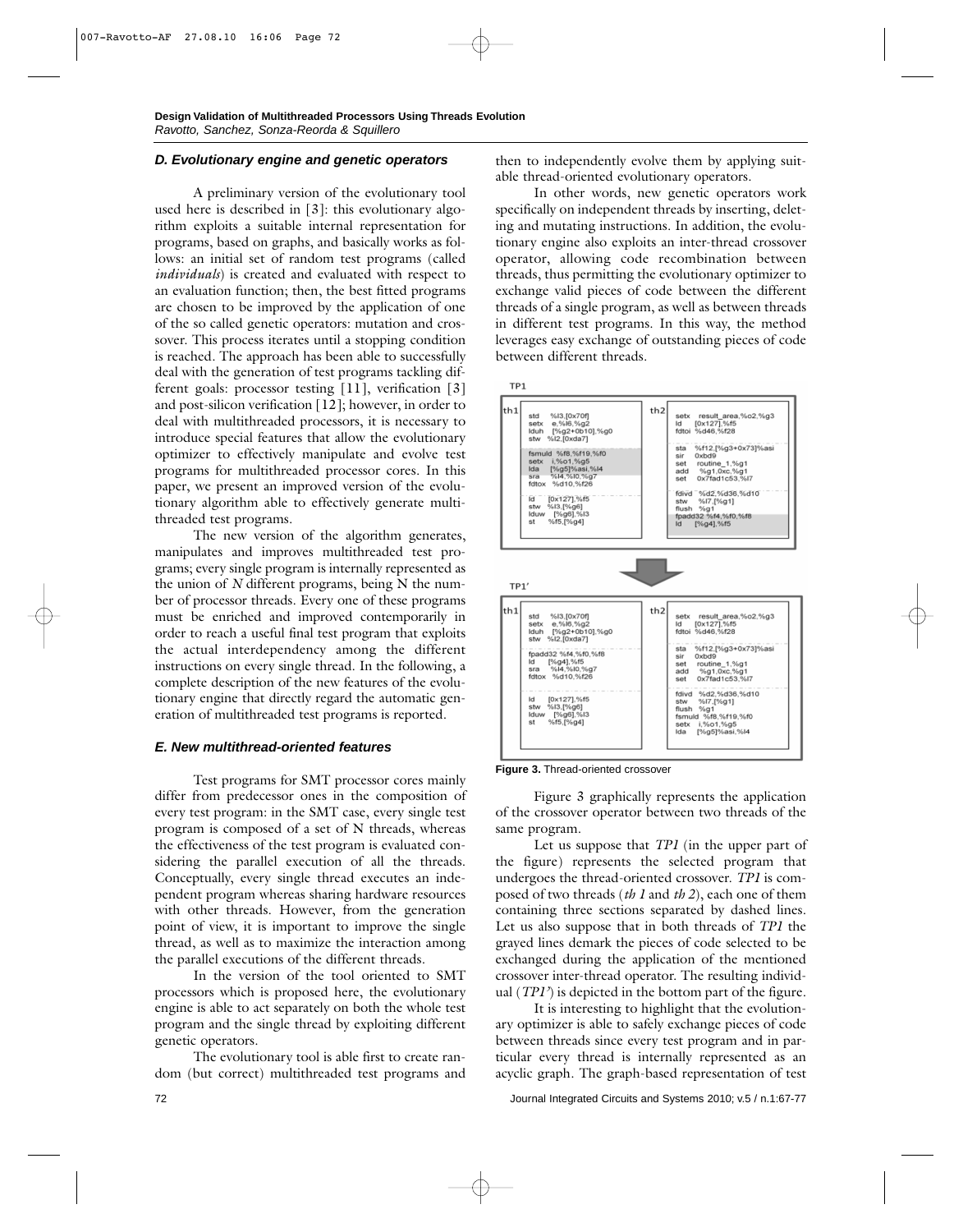### D. Evolutionary engine and genetic operators

A preliminary version of the evolutionary tool used here is described in [3]: this evolutionary algorithm exploits a suitable internal representation for programs, based on graphs, and basically works as follows: an initial set of random test programs (called *individuals*) is created and evaluated with respect to an evaluation function; then, the best fitted programs are chosen to be improved by the application of one of the so called genetic operators: mutation and crossover. This process iterates until a stopping condition is reached. The approach has been able to successfully deal with the generation of test programs tackling different goals: processor testing [11], verification [3] and post-silicon verification [12]; however, in order to deal with multithreaded processors, it is necessary to introduce special features that allow the evolutionary optimizer to effectively manipulate and evolve test programs for multithreaded processor cores. In this paper, we present an improved version of the evolutionary algorithm able to effectively generate multithreaded test programs.

The new version of the algorithm generates, manipulates and improves multithreaded test programs; every single program is internally represented as the union of *N* different programs, being N the number of processor threads. Every one of these programs must be enriched and improved contemporarily in order to reach a useful final test program that exploits the actual interdependency among the different instructions on every single thread. In the following, a complete description of the new features of the evolutionary engine that directly regard the automatic generation of multithreaded test programs is reported.

### E. New multithread-oriented features

Test programs for SMT processor cores mainly differ from predecessor ones in the composition of every test program: in the SMT case, every single test program is composed of a set of N threads, whereas the effectiveness of the test program is evaluated considering the parallel execution of all the threads. Conceptually, every single thread executes an independent program whereas sharing hardware resources with other threads. However, from the generation point of view, it is important to improve the single thread, as well as to maximize the interaction among the parallel executions of the different threads.

In the version of the tool oriented to SMT processors which is proposed here, the evolutionary engine is able to act separately on both the whole test program and the single thread by exploiting different genetic operators.

The evolutionary tool is able first to create random (but correct) multithreaded test programs and then to independently evolve them by applying suitable thread-oriented evolutionary operators.

In other words, new genetic operators work specifically on independent threads by inserting, deleting and mutating instructions. In addition, the evolutionary engine also exploits an inter-thread crossover operator, allowing code recombination between threads, thus permitting the evolutionary optimizer to exchange valid pieces of code between the different threads of a single program, as well as between threads in different test programs. In this way, the method leverages easy exchange of outstanding pieces of code between different threads.

TP1

| th1 | th2 |
|---|---|
| std %l3,[0x70f]<br>setx e,%l6,%g2<br>lduh [%g2+0b10],%g0<br>stw %l2,[0xda7] | setx result_area,%o2,%g3<br>ld [0x127],%f5<br>fdtoi %d46,%f28 |
| fsmuld %f8,%f19,%f0<br>setx i,%o1,%g5<br>lda [%g5]%asi,%l4<br>sra %l4,%l0,%g7<br>fdtox %d10,%f26 | sta %f12,[%g3+0x73]%asi<br>sir 0xbd9<br>set routine_1,%g1<br>add %g1,0xc,%g1<br>set 0x7fad1c53,%l7 |
| ld [0x127],%f5<br>stw %l3,[%g6]<br>lduw [%g6],%l3<br>st %f5,[%g4] | fdivd %d2,%d36,%d10<br>stw %l7,[%g1]<br>flush %g1<br>fpadd32 %f4,%f0,%f8<br>ld [%g4],%f5 |

TP1'

| th1 | th2 |
|---|---|
| std %l3,[0x70f]<br>setx e,%l6,%g2<br>lduh [%g2+0b10],%g0<br>stw %l2,[0xda7] | setx result_area,%o2,%g3<br>ld [0x127],%f5<br>fdtoi %d46,%f28 |
| fpadd32 %f4,%f0,%f8<br>ld [%g4],%f5<br>sra %l4,%l0,%g7<br>fdtox %d10,%f26 | sta %f12,[%g3+0x73]%asi<br>sir 0xbd9<br>set routine_1,%g1<br>add %g1,0xc,%g1<br>set 0x7fad1c53,%l7 |
| ld [0x127],%f5<br>stw %l3,[%g6]<br>lduw [%g6],%l3<br>st %f5,[%g4] | fdivd %d2,%d36,%d10<br>stw %l7,[%g1]<br>flush %g1<br>fsmuld %f8,%f19,%f0<br>setx i,%o1,%g5<br>lda [%g5]%asi,%l4 |

**Figure 3.** Thread-oriented crossover

Figure 3 graphically represents the application of the crossover operator between two threads of the same program.

Let us suppose that *TP1* (in the upper part of the figure) represents the selected program that undergoes the thread-oriented crossover. *TP1* is composed of two threads (*th 1* and *th 2*), each one of them containing three sections separated by dashed lines. Let us also suppose that in both threads of *TP1* the grayed lines demark the pieces of code selected to be exchanged during the application of the mentioned crossover inter-thread operator. The resulting individual (*TP1'*) is depicted in the bottom part of the figure.

It is interesting to highlight that the evolutionary optimizer is able to safely exchange pieces of code between threads since every test program and in particular every thread is internally represented as an acyclic graph. The graph-based representation of test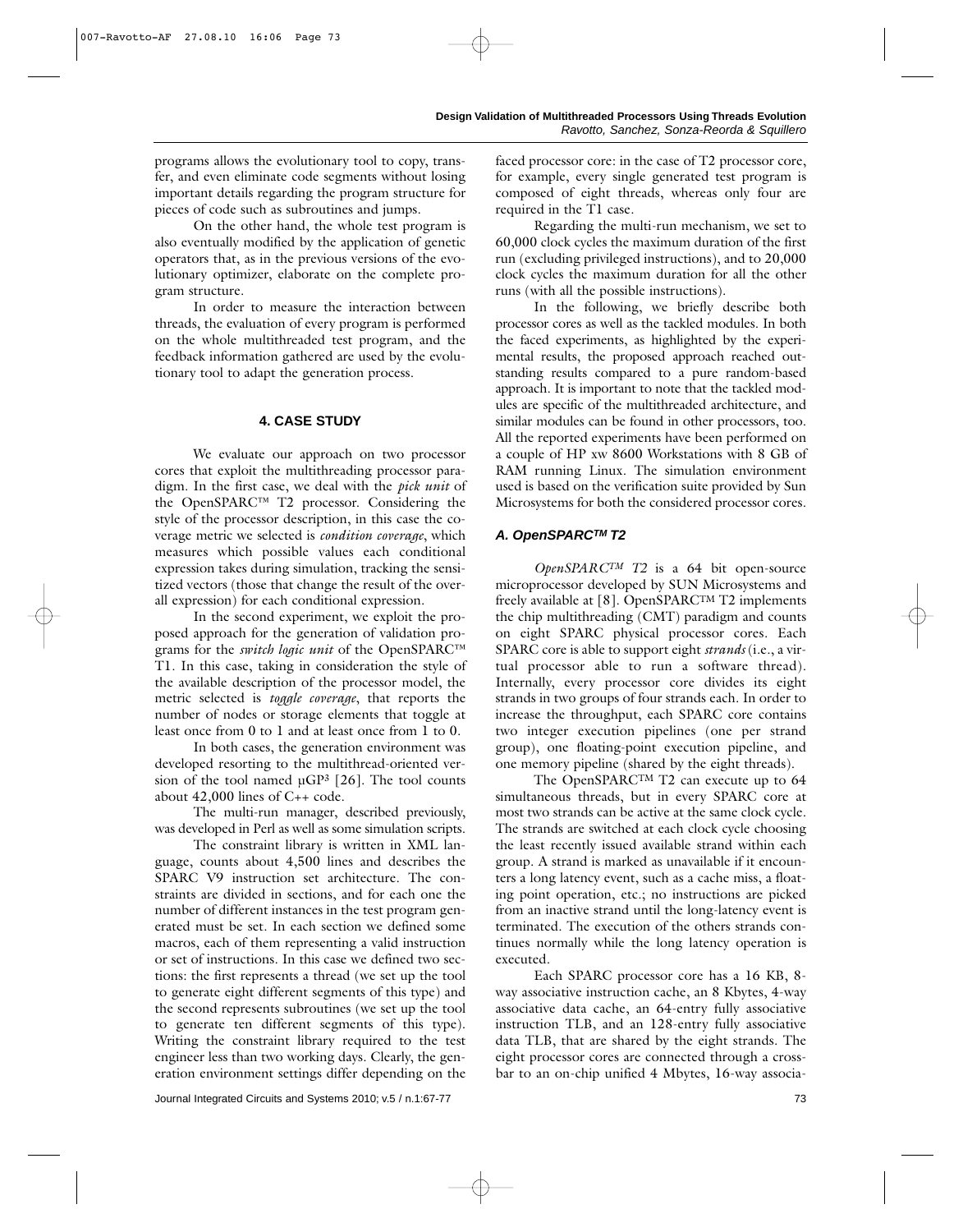programs allows the evolutionary tool to copy, transfer, and even eliminate code segments without losing important details regarding the program structure for pieces of code such as subroutines and jumps.

On the other hand, the whole test program is also eventually modified by the application of genetic operators that, as in the previous versions of the evolutionary optimizer, elaborate on the complete program structure.

In order to measure the interaction between threads, the evaluation of every program is performed on the whole multithreaded test program, and the feedback information gathered are used by the evolutionary tool to adapt the generation process.

## 4. CASE STUDY

We evaluate our approach on two processor cores that exploit the multithreading processor paradigm. In the first case, we deal with the *pick unit* of the OpenSPARC™ T2 processor. Considering the style of the processor description, in this case the coverage metric we selected is *condition coverage*, which measures which possible values each conditional expression takes during simulation, tracking the sensitized vectors (those that change the result of the overall expression) for each conditional expression.

In the second experiment, we exploit the proposed approach for the generation of validation programs for the *switch logic unit* of the OpenSPARC™ T1. In this case, taking in consideration the style of the available description of the processor model, the metric selected is *toggle coverage*, that reports the number of nodes or storage elements that toggle at least once from 0 to 1 and at least once from 1 to 0.

In both cases, the generation environment was developed resorting to the multithread-oriented version of the tool named µGP³ [26]. The tool counts about 42,000 lines of C++ code.

The multi-run manager, described previously, was developed in Perl as well as some simulation scripts.

The constraint library is written in XML language, counts about 4,500 lines and describes the SPARC V9 instruction set architecture. The constraints are divided in sections, and for each one the number of different instances in the test program generated must be set. In each section we defined some macros, each of them representing a valid instruction or set of instructions. In this case we defined two sections: the first represents a thread (we set up the tool to generate eight different segments of this type) and the second represents subroutines (we set up the tool to generate ten different segments of this type). Writing the constraint library required to the test engineer less than two working days. Clearly, the generation environment settings differ depending on the faced processor core: in the case of T2 processor core, for example, every single generated test program is composed of eight threads, whereas only four are required in the T1 case.

Regarding the multi-run mechanism, we set to 60,000 clock cycles the maximum duration of the first run (excluding privileged instructions), and to 20,000 clock cycles the maximum duration for all the other runs (with all the possible instructions).

In the following, we briefly describe both processor cores as well as the tackled modules. In both the faced experiments, as highlighted by the experimental results, the proposed approach reached outstanding results compared to a pure random-based approach. It is important to note that the tackled modules are specific of the multithreaded architecture, and similar modules can be found in other processors, too. All the reported experiments have been performed on a couple of HP xw 8600 Workstations with 8 GB of RAM running Linux. The simulation environment used is based on the verification suite provided by Sun Microsystems for both the considered processor cores.

### A. OpenSPARC™ T2

*OpenSPARC™ T2* is a 64 bit open-source microprocessor developed by SUN Microsystems and freely available at [8]. OpenSPARC™ T2 implements the chip multithreading (CMT) paradigm and counts on eight SPARC physical processor cores. Each SPARC core is able to support eight *strands* (i.e., a virtual processor able to run a software thread). Internally, every processor core divides its eight strands in two groups of four strands each. In order to increase the throughput, each SPARC core contains two integer execution pipelines (one per strand group), one floating-point execution pipeline, and one memory pipeline (shared by the eight threads).

The OpenSPARC™ T2 can execute up to 64 simultaneous threads, but in every SPARC core at most two strands can be active at the same clock cycle. The strands are switched at each clock cycle choosing the least recently issued available strand within each group. A strand is marked as unavailable if it encounters a long latency event, such as a cache miss, a floating point operation, etc.; no instructions are picked from an inactive strand until the long-latency event is terminated. The execution of the others strands continues normally while the long latency operation is executed.

Each SPARC processor core has a 16 KB, 8-way associative instruction cache, an 8 Kbytes, 4-way associative data cache, an 64-entry fully associative instruction TLB, and an 128-entry fully associative data TLB, that are shared by the eight strands. The eight processor cores are connected through a crossbar to an on-chip unified 4 Mbytes, 16-way associa-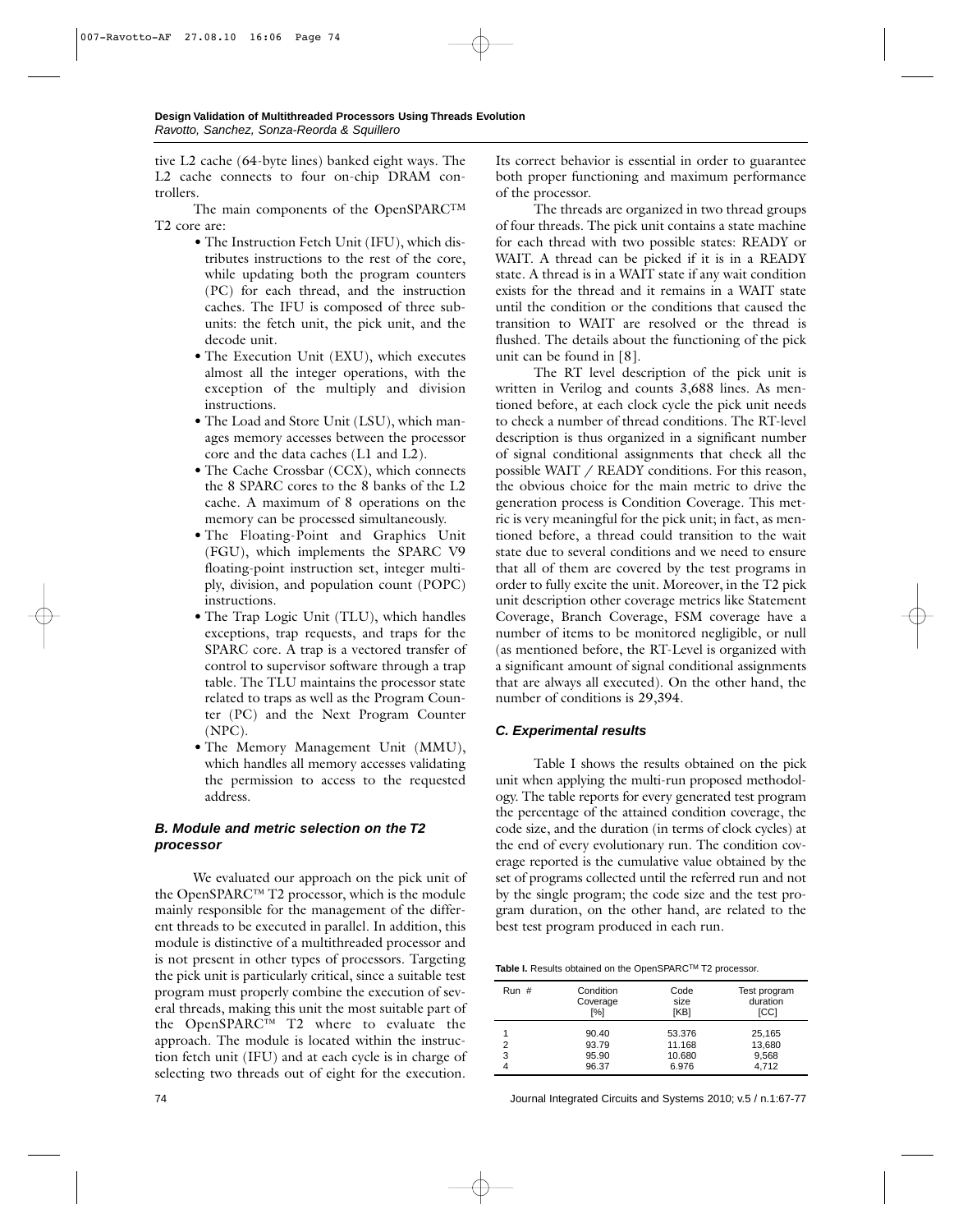tive L2 cache (64-byte lines) banked eight ways. The L2 cache connects to four on-chip DRAM controllers.

The main components of the OpenSPARC™ T2 core are:

- The Instruction Fetch Unit (IFU), which distributes instructions to the rest of the core, while updating both the program counters (PC) for each thread, and the instruction caches. The IFU is composed of three subunits: the fetch unit, the pick unit, and the decode unit.
- The Execution Unit (EXU), which executes almost all the integer operations, with the exception of the multiply and division instructions.
- The Load and Store Unit (LSU), which manages memory accesses between the processor core and the data caches (L1 and L2).
- The Cache Crossbar (CCX), which connects the 8 SPARC cores to the 8 banks of the L2 cache. A maximum of 8 operations on the memory can be processed simultaneously.
- The Floating-Point and Graphics Unit (FGU), which implements the SPARC V9 floating-point instruction set, integer multiply, division, and population count (POPC) instructions.
- The Trap Logic Unit (TLU), which handles exceptions, trap requests, and traps for the SPARC core. A trap is a vectored transfer of control to supervisor software through a trap table. The TLU maintains the processor state related to traps as well as the Program Counter (PC) and the Next Program Counter (NPC).
- The Memory Management Unit (MMU), which handles all memory accesses validating the permission to access to the requested address.

### B. Module and metric selection on the T2 processor

We evaluated our approach on the pick unit of the OpenSPARC™ T2 processor, which is the module mainly responsible for the management of the different threads to be executed in parallel. In addition, this module is distinctive of a multithreaded processor and is not present in other types of processors. Targeting the pick unit is particularly critical, since a suitable test program must properly combine the execution of several threads, making this unit the most suitable part of the OpenSPARC™ T2 where to evaluate the approach. The module is located within the instruction fetch unit (IFU) and at each cycle is in charge of selecting two threads out of eight for the execution. Its correct behavior is essential in order to guarantee both proper functioning and maximum performance of the processor.

The threads are organized in two thread groups of four threads. The pick unit contains a state machine for each thread with two possible states: READY or WAIT. A thread can be picked if it is in a READY state. A thread is in a WAIT state if any wait condition exists for the thread and it remains in a WAIT state until the condition or the conditions that caused the transition to WAIT are resolved or the thread is flushed. The details about the functioning of the pick unit can be found in [8].

The RT level description of the pick unit is written in Verilog and counts 3,688 lines. As mentioned before, at each clock cycle the pick unit needs to check a number of thread conditions. The RT-level description is thus organized in a significant number of signal conditional assignments that check all the possible WAIT / READY conditions. For this reason, the obvious choice for the main metric to drive the generation process is Condition Coverage. This metric is very meaningful for the pick unit; in fact, as mentioned before, a thread could transition to the wait state due to several conditions and we need to ensure that all of them are covered by the test programs in order to fully excite the unit. Moreover, in the T2 pick unit description other coverage metrics like Statement Coverage, Branch Coverage, FSM coverage have a number of items to be monitored negligible, or null (as mentioned before, the RT-Level is organized with a significant amount of signal conditional assignments that are always all executed). On the other hand, the number of conditions is 29,394.

### C. Experimental results

Table I shows the results obtained on the pick unit when applying the multi-run proposed methodology. The table reports for every generated test program the percentage of the attained condition coverage, the code size, and the duration (in terms of clock cycles) at the end of every evolutionary run. The condition coverage reported is the cumulative value obtained by the set of programs collected until the referred run and not by the single program; the code size and the test program duration, on the other hand, are related to the best test program produced in each run.

**Table I.** Results obtained on the OpenSPARC™ T2 processor.

| Run # | Condition Coverage [%] | Code size [KB] | Test program duration [CC] |
|---|---|---|---|
| 1 | 90.40 | 53.376 | 25,165 |
| 2 | 93.79 | 11.168 | 13,680 |
| 3 | 95.90 | 10.680 | 9,568 |
| 4 | 96.37 | 6.976 | 4,712 |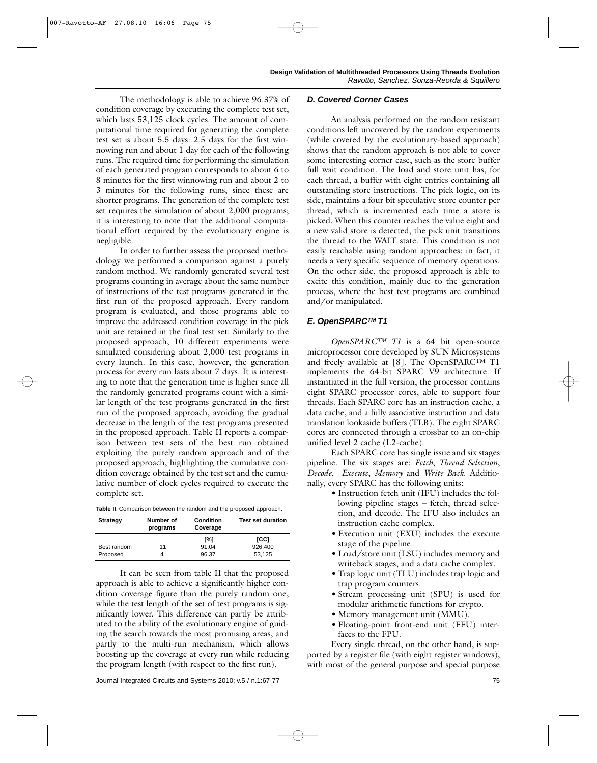The methodology is able to achieve 96.37% of condition coverage by executing the complete test set, which lasts 53,125 clock cycles. The amount of computational time required for generating the complete test set is about 5.5 days: 2.5 days for the first winnowing run and about 1 day for each of the following runs. The required time for performing the simulation of each generated program corresponds to about 6 to 8 minutes for the first winnowing run and about 2 to 3 minutes for the following runs, since these are shorter programs. The generation of the complete test set requires the simulation of about 2,000 programs; it is interesting to note that the additional computational effort required by the evolutionary engine is negligible.

In order to further assess the proposed methodology we performed a comparison against a purely random method. We randomly generated several test programs counting in average about the same number of instructions of the test programs generated in the first run of the proposed approach. Every random program is evaluated, and those programs able to improve the addressed condition coverage in the pick unit are retained in the final test set. Similarly to the proposed approach, 10 different experiments were simulated considering about 2,000 test programs in every launch. In this case, however, the generation process for every run lasts about 7 days. It is interesting to note that the generation time is higher since all the randomly generated programs count with a similar length of the test programs generated in the first run of the proposed approach, avoiding the gradual decrease in the length of the test programs presented in the proposed approach. Table II reports a comparison between test sets of the best run obtained exploiting the purely random approach and of the proposed approach, highlighting the cumulative condition coverage obtained by the test set and the cumulative number of clock cycles required to execute the complete set.

**Table II**. Comparison between the random and the proposed approach.

| Strategy | Number of programs | Condition Coverage | Test set duration |
|---|---|---|---|
| | | [%] | [CC] |
| Best random | 11 | 91.04 | 926,400 |
| Proposed | 4 | 96.37 | 53,125 |

It can be seen from table II that the proposed approach is able to achieve a significantly higher condition coverage figure than the purely random one, while the test length of the set of test programs is significantly lower. This difference can partly be attributed to the ability of the evolutionary engine of guiding the search towards the most promising areas, and partly to the multi-run mechanism, which allows boosting up the coverage at every run while reducing the program length (with respect to the first run).

### D. Covered Corner Cases

An analysis performed on the random resistant conditions left uncovered by the random experiments (while covered by the evolutionary-based approach) shows that the random approach is not able to cover some interesting corner case, such as the store buffer full wait condition. The load and store unit has, for each thread, a buffer with eight entries containing all outstanding store instructions. The pick logic, on its side, maintains a four bit speculative store counter per thread, which is incremented each time a store is picked. When this counter reaches the value eight and a new valid store is detected, the pick unit transitions the thread to the WAIT state. This condition is not easily reachable using random approaches: in fact, it needs a very specific sequence of memory operations. On the other side, the proposed approach is able to excite this condition, mainly due to the generation process, where the best test programs are combined and/or manipulated.

### E. OpenSPARC$^{TM}$ T1

*OpenSPARC$^{TM}$ T1* is a 64 bit open-source microprocessor core developed by SUN Microsystems and freely available at [8]. The OpenSPARC$^{TM}$ T1 implements the 64-bit SPARC V9 architecture. If instantiated in the full version, the processor contains eight SPARC processor cores, able to support four threads. Each SPARC core has an instruction cache, a data cache, and a fully associative instruction and data translation lookaside buffers (TLB). The eight SPARC cores are connected through a crossbar to an on-chip unified level 2 cache (L2-cache).

Each SPARC core has single issue and six stages pipeline. The six stages are: *Fetch*, *Thread Selection*, *Decode*, *Execute*, *Memory* and *Write Back*. Additionally, every SPARC has the following units:

- Instruction fetch unit (IFU) includes the following pipeline stages – fetch, thread selection, and decode. The IFU also includes an instruction cache complex.
- Execution unit (EXU) includes the execute stage of the pipeline.
- Load/store unit (LSU) includes memory and writeback stages, and a data cache complex.
- Trap logic unit (TLU) includes trap logic and trap program counters.
- Stream processing unit (SPU) is used for modular arithmetic functions for crypto.
- Memory management unit (MMU).
- Floating-point front-end unit (FFU) interfaces to the FPU.

Every single thread, on the other hand, is supported by a register file (with eight register windows), with most of the general purpose and special purpose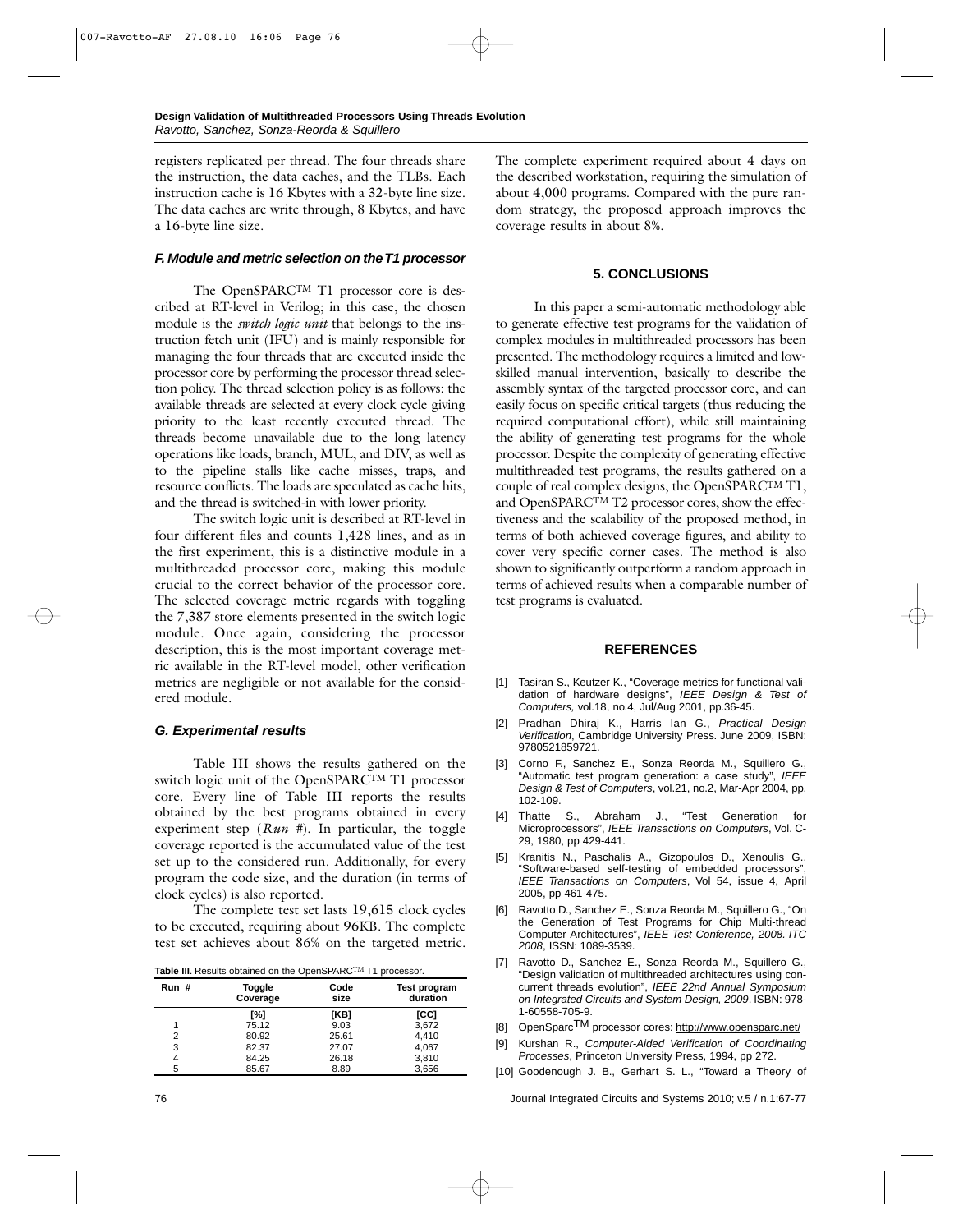registers replicated per thread. The four threads share the instruction, the data caches, and the TLBs. Each instruction cache is 16 Kbytes with a 32-byte line size. The data caches are write through, 8 Kbytes, and have a 16-byte line size.

### *F. Module and metric selection on the T1 processor*

The OpenSPARC™ T1 processor core is described at RT-level in Verilog; in this case, the chosen module is the *switch logic unit* that belongs to the instruction fetch unit (IFU) and is mainly responsible for managing the four threads that are executed inside the processor core by performing the processor thread selection policy. The thread selection policy is as follows: the available threads are selected at every clock cycle giving priority to the least recently executed thread. The threads become unavailable due to the long latency operations like loads, branch, MUL, and DIV, as well as to the pipeline stalls like cache misses, traps, and resource conflicts. The loads are speculated as cache hits, and the thread is switched-in with lower priority.

The switch logic unit is described at RT-level in four different files and counts 1,428 lines, and as in the first experiment, this is a distinctive module in a multithreaded processor core, making this module crucial to the correct behavior of the processor core. The selected coverage metric regards with toggling the 7,387 store elements presented in the switch logic module. Once again, considering the processor description, this is the most important coverage metric available in the RT-level model, other verification metrics are negligible or not available for the considered module.

### *G. Experimental results*

Table III shows the results gathered on the switch logic unit of the OpenSPARC™ T1 processor core. Every line of Table III reports the results obtained by the best programs obtained in every experiment step (*Run #*). In particular, the toggle coverage reported is the accumulated value of the test set up to the considered run. Additionally, for every program the code size, and the duration (in terms of clock cycles) is also reported.

The complete test set lasts 19,615 clock cycles to be executed, requiring about 96KB. The complete test set achieves about 86% on the targeted metric.

**Table III**. Results obtained on the OpenSPARC™ T1 processor.

| Run # | Toggle Coverage | Code size | Test program duration |
|---|---|---|---|
| | [%] | [KB] | [CC] |
| 1 | 75.12 | 9.03 | 3,672 |
| 2 | 80.92 | 25.61 | 4,410 |
| 3 | 82.37 | 27.07 | 4,067 |
| 4 | 84.25 | 26.18 | 3,810 |
| 5 | 85.67 | 8.89 | 3,656 |

The complete experiment required about 4 days on the described workstation, requiring the simulation of about 4,000 programs. Compared with the pure random strategy, the proposed approach improves the coverage results in about 8%.

## 5. CONCLUSIONS

In this paper a semi-automatic methodology able to generate effective test programs for the validation of complex modules in multithreaded processors has been presented. The methodology requires a limited and low-skilled manual intervention, basically to describe the assembly syntax of the targeted processor core, and can easily focus on specific critical targets (thus reducing the required computational effort), while still maintaining the ability of generating test programs for the whole processor. Despite the complexity of generating effective multithreaded test programs, the results gathered on a couple of real complex designs, the OpenSPARC™ T1, and OpenSPARC™ T2 processor cores, show the effectiveness and the scalability of the proposed method, in terms of both achieved coverage figures, and ability to cover very specific corner cases. The method is also shown to significantly outperform a random approach in terms of achieved results when a comparable number of test programs is evaluated.

## REFERENCES

[1] Tasiran S., Keutzer K., "Coverage metrics for functional validation of hardware designs", *IEEE Design & Test of Computers,* vol.18, no.4, Jul/Aug 2001, pp.36-45.

[2] Pradhan Dhiraj K., Harris Ian G., *Practical Design Verification*, Cambridge University Press. June 2009, ISBN: 9780521859721.

[3] Corno F., Sanchez E., Sonza Reorda M., Squillero G., "Automatic test program generation: a case study", *IEEE Design & Test of Computers*, vol.21, no.2, Mar-Apr 2004, pp. 102-109.

[4] Thatte S., Abraham J., "Test Generation for Microprocessors", *IEEE Transactions on Computers*, Vol. C-29, 1980, pp 429-441.

[5] Kranitis N., Paschalis A., Gizopoulos D., Xenoulis G., "Software-based self-testing of embedded processors", *IEEE Transactions on Computers*, Vol 54, issue 4, April 2005, pp 461-475.

[6] Ravotto D., Sanchez E., Sonza Reorda M., Squillero G., "On the Generation of Test Programs for Chip Multi-thread Computer Architectures", *IEEE Test Conference, 2008. ITC 2008*, ISSN: 1089-3539.

[7] Ravotto D., Sanchez E., Sonza Reorda M., Squillero G., "Design validation of multithreaded architectures using concurrent threads evolution", *IEEE 22nd Annual Symposium on Integrated Circuits and System Design, 2009*. ISBN: 978-1-60558-705-9.

[8] OpenSparc™ processor cores: http://www.opensparc.net/

[9] Kurshan R., *Computer-Aided Verification of Coordinating Processes*, Princeton University Press, 1994, pp 272.

[10] Goodenough J. B., Gerhart S. L., "Toward a Theory of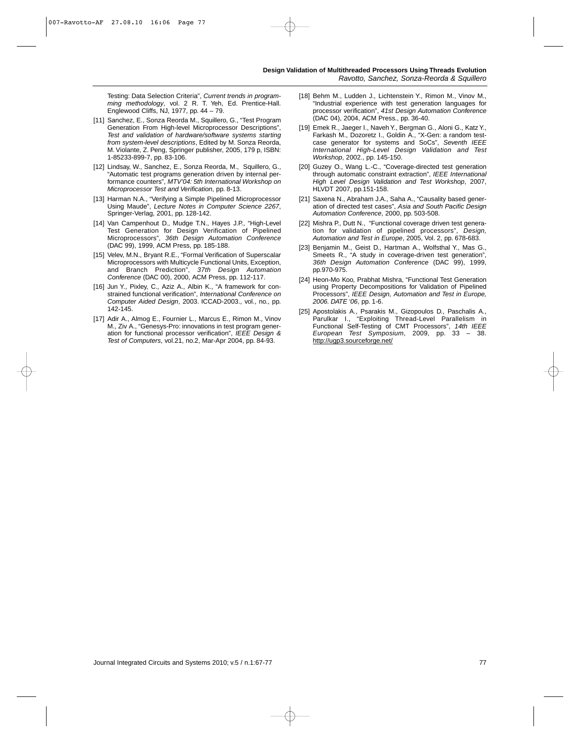Testing: Data Selection Criteria", *Current trends in programming methodology*, vol. 2 R. T. Yeh, Ed. Prentice-Hall. Englewood Cliffs, NJ, 1977, pp. 44 – 79.

[11] Sanchez, E., Sonza Reorda M., Squillero, G., "Test Program Generation From High-level Microprocessor Descriptions", *Test and validation of hardware/software systems starting from system-level descriptions*, Edited by M. Sonza Reorda, M. Violante, Z. Peng, Springer publisher, 2005, 179 p, ISBN: 1-85233-899-7, pp. 83-106.

[12] Lindsay, W., Sanchez, E., Sonza Reorda, M., Squillero, G., "Automatic test programs generation driven by internal performance counters", *MTV'04: 5th International Workshop on Microprocessor Test and Verification*, pp. 8-13.

[13] Harman N.A., "Verifying a Simple Pipelined Microprocessor Using Maude", *Lecture Notes in Computer Science 2267*, Springer-Verlag, 2001, pp. 128-142.

[14] Van Campenhout D., Mudge T.N., Hayes J.P., "High-Level Test Generation for Design Verification of Pipelined Microprocessors", *36th Design Automation Conference* (DAC 99), 1999, ACM Press, pp. 185-188.

[15] Velev, M.N., Bryant R.E., "Formal Verification of Superscalar Microprocessors with Multicycle Functional Units, Exception, and Branch Prediction", *37th Design Automation Conference* (DAC 00), 2000, ACM Press, pp. 112-117.

[16] Jun Y., Pixley, C., Aziz A., Albin K., "A framework for constrained functional verification", *International Conference on Computer Aided Design*, 2003. ICCAD-2003., vol., no., pp. 142-145.

[17] Adir A., Almog E., Fournier L., Marcus E., Rimon M., Vinov M., Ziv A., "Genesys-Pro: innovations in test program generation for functional processor verification", *IEEE Design & Test of Computers*, vol.21, no.2, Mar-Apr 2004, pp. 84-93.

[18] Behm M., Ludden J., Lichtenstein Y., Rimon M., Vinov M., "Industrial experience with test generation languages for processor verification", *41st Design Automation Conference* (DAC 04), 2004, ACM Press., pp. 36-40.

[19] Emek R., Jaeger I., Naveh Y., Bergman G., Aloni G., Katz Y., Farkash M., Dozoretz I., Goldin A., "X-Gen: a random test-case generator for systems and SoCs", *Seventh IEEE International High-Level Design Validation and Test Workshop*, 2002., pp. 145-150.

[20] Guzey O., Wang L.-C., "Coverage-directed test generation through automatic constraint extraction", *IEEE International High Level Design Validation and Test Workshop*, 2007, HLVDT 2007, pp.151-158.

[21] Saxena N., Abraham J.A., Saha A., "Causality based generation of directed test cases", *Asia and South Pacific Design Automation Conference*, 2000, pp. 503-508.

[22] Mishra P., Dutt N., "Functional coverage driven test generation for validation of pipelined processors", *Design, Automation and Test in Europe*, 2005, Vol. 2, pp. 678-683.

[23] Benjamin M., Geist D., Hartman A., Wolfsthal Y., Mas G., Smeets R., "A study in coverage-driven test generation", *36th Design Automation Conference* (DAC 99), 1999, pp.970-975.

[24] Heon-Mo Koo, Prabhat Mishra, "Functional Test Generation using Property Decompositions for Validation of Pipelined Processors", *IEEE Design, Automation and Test in Europe, 2006. DATE '06*, pp. 1-6.

[25] Apostolakis A., Psarakis M., Gizopoulos D., Paschalis A., Parulkar I., "Exploiting Thread-Level Parallelism in Functional Self-Testing of CMT Processors", *14th IEEE European Test Symposium*, 2009, pp. 33 – 38. http://ugp3.sourceforge.net/